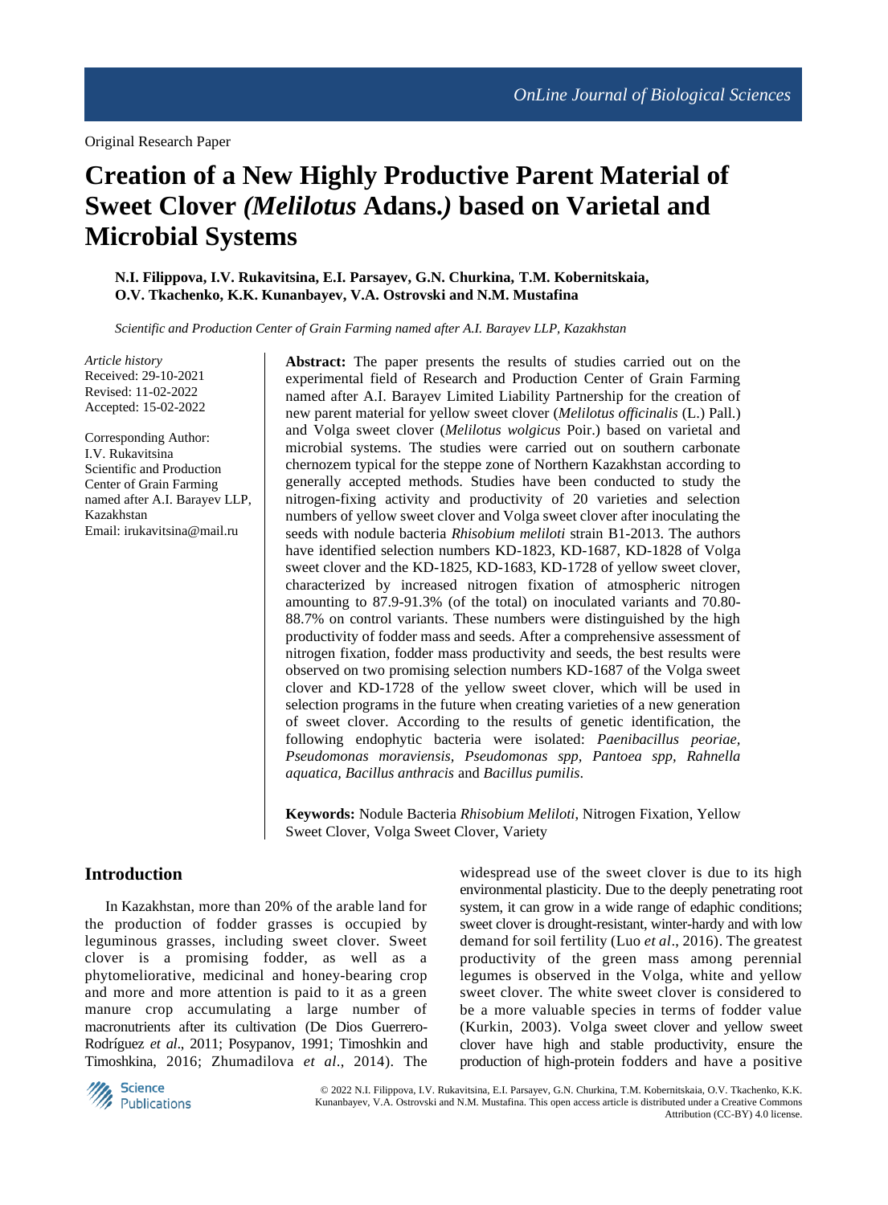Original Research Paper

# Creation of a New Highly Productive Parent Material of Sweet Clover *(Melilotus* Adans.*)* based on Varietal and Microbial Systems

**N.I. Filippova, I.V. Rukavitsina, E.I. Parsayev, G.N. Churkina, T.M. Kobernitskaia, O.V. Tkachenko, K.K. Kunanbayev, V.A. Ostrovski and N.M. Mustafina**

*Scientific and Production Center of Grain Farming named after A.I. Barayev LLP, Kazakhstan*

*Article history*
Received: 29-10-2021
Revised: 11-02-2022
Accepted: 15-02-2022

Corresponding Author:
I.V. Rukavitsina
Scientific and Production Center of Grain Farming named after A.I. Barayev LLP, Kazakhstan
Email: irukavitsina@mail.ru

**Abstract:** The paper presents the results of studies carried out on the experimental field of Research and Production Center of Grain Farming named after A.I. Barayev Limited Liability Partnership for the creation of new parent material for yellow sweet clover (*Melilotus officinalis* (L.) Pall.) and Volga sweet clover (*Melilotus wolgicus* Poir.) based on varietal and microbial systems. The studies were carried out on southern carbonate chernozem typical for the steppe zone of Northern Kazakhstan according to generally accepted methods. Studies have been conducted to study the nitrogen-fixing activity and productivity of 20 varieties and selection numbers of yellow sweet clover and Volga sweet clover after inoculating the seeds with nodule bacteria *Rhisobium meliloti* strain B1-2013. The authors have identified selection numbers KD-1823, KD-1687, KD-1828 of Volga sweet clover and the KD-1825, KD-1683, KD-1728 of yellow sweet clover, characterized by increased nitrogen fixation of atmospheric nitrogen amounting to 87.9-91.3% (of the total) on inoculated variants and 70.80-88.7% on control variants. These numbers were distinguished by the high productivity of fodder mass and seeds. After a comprehensive assessment of nitrogen fixation, fodder mass productivity and seeds, the best results were observed on two promising selection numbers KD-1687 of the Volga sweet clover and KD-1728 of the yellow sweet clover, which will be used in selection programs in the future when creating varieties of a new generation of sweet clover. According to the results of genetic identification, the following endophytic bacteria were isolated: *Paenibacillus peoriae, Pseudomonas moraviensis, Pseudomonas spp, Pantoea spp, Rahnella aquatica, Bacillus anthracis* and *Bacillus pumilis*.

**Keywords:** Nodule Bacteria *Rhisobium Meliloti*, Nitrogen Fixation, Yellow Sweet Clover, Volga Sweet Clover, Variety

## Introduction

In Kazakhstan, more than 20% of the arable land for the production of fodder grasses is occupied by leguminous grasses, including sweet clover. Sweet clover is a promising fodder, as well as a phytomeliorative, medicinal and honey-bearing crop and more and more attention is paid to it as a green manure crop accumulating a large number of macronutrients after its cultivation (De Dios Guerrero-Rodríguez *et al*., 2011; Posypanov, 1991; Timoshkin and Timoshkina, 2016; Zhumadilova *et al*., 2014). The widespread use of the sweet clover is due to its high environmental plasticity. Due to the deeply penetrating root system, it can grow in a wide range of edaphic conditions; sweet clover is drought-resistant, winter-hardy and with low demand for soil fertility (Luo *et al*., 2016). The greatest productivity of the green mass among perennial legumes is observed in the Volga, white and yellow sweet clover. The white sweet clover is considered to be a more valuable species in terms of fodder value (Kurkin, 2003). Volga sweet clover and yellow sweet clover have high and stable productivity, ensure the production of high-protein fodders and have a positive

© 2022 N.I. Filippova, I.V. Rukavitsina, E.I. Parsayev, G.N. Churkina, T.M. Kobernitskaia, O.V. Tkachenko, K.K. Kunanbayev, V.A. Ostrovski and N.M. Mustafina. This open access article is distributed under a Creative Commons Attribution (CC-BY) 4.0 license.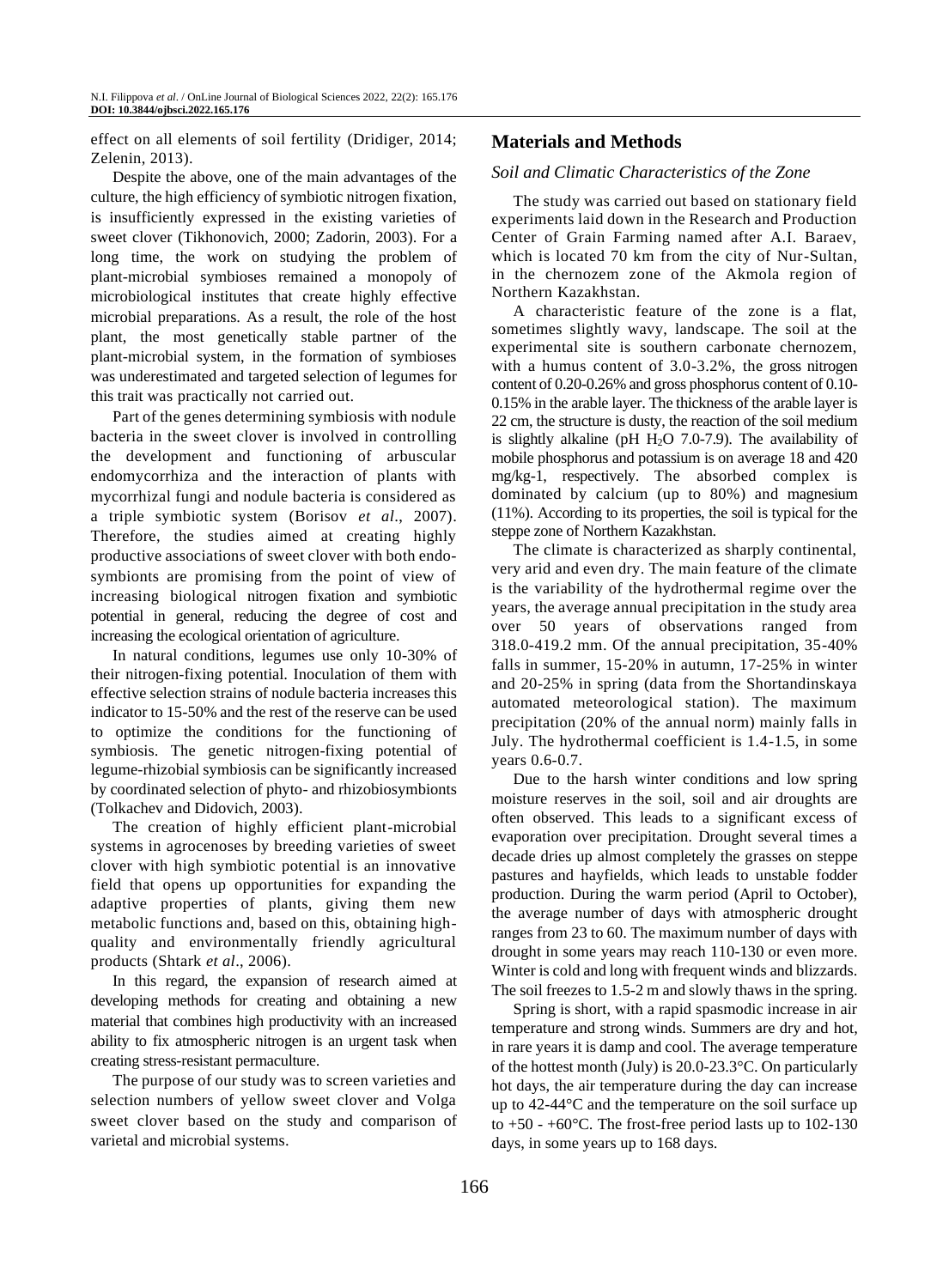effect on all elements of soil fertility (Dridiger, 2014; Zelenin, 2013).

Despite the above, one of the main advantages of the culture, the high efficiency of symbiotic nitrogen fixation, is insufficiently expressed in the existing varieties of sweet clover (Tikhonovich, 2000; Zadorin, 2003). For a long time, the work on studying the problem of plant-microbial symbioses remained a monopoly of microbiological institutes that create highly effective microbial preparations. As a result, the role of the host plant, the most genetically stable partner of the plant-microbial system, in the formation of symbioses was underestimated and targeted selection of legumes for this trait was practically not carried out.

Part of the genes determining symbiosis with nodule bacteria in the sweet clover is involved in controlling the development and functioning of arbuscular endomycorrhiza and the interaction of plants with mycorrhizal fungi and nodule bacteria is considered as a triple symbiotic system (Borisov *et al*., 2007). Therefore, the studies aimed at creating highly productive associations of sweet clover with both endo-symbionts are promising from the point of view of increasing biological nitrogen fixation and symbiotic potential in general, reducing the degree of cost and increasing the ecological orientation of agriculture.

In natural conditions, legumes use only 10-30% of their nitrogen-fixing potential. Inoculation of them with effective selection strains of nodule bacteria increases this indicator to 15-50% and the rest of the reserve can be used to optimize the conditions for the functioning of symbiosis. The genetic nitrogen-fixing potential of legume-rhizobial symbiosis can be significantly increased by coordinated selection of phyto- and rhizobiosymbionts (Tolkachev and Didovich, 2003).

The creation of highly efficient plant-microbial systems in agrocenoses by breeding varieties of sweet clover with high symbiotic potential is an innovative field that opens up opportunities for expanding the adaptive properties of plants, giving them new metabolic functions and, based on this, obtaining high-quality and environmentally friendly agricultural products (Shtark *et al*., 2006).

In this regard, the expansion of research aimed at developing methods for creating and obtaining a new material that combines high productivity with an increased ability to fix atmospheric nitrogen is an urgent task when creating stress-resistant permaculture.

The purpose of our study was to screen varieties and selection numbers of yellow sweet clover and Volga sweet clover based on the study and comparison of varietal and microbial systems.

## Materials and Methods

### *Soil and Climatic Characteristics of the Zone*

The study was carried out based on stationary field experiments laid down in the Research and Production Center of Grain Farming named after A.I. Baraev, which is located 70 km from the city of Nur-Sultan, in the chernozem zone of the Akmola region of Northern Kazakhstan.

A characteristic feature of the zone is a flat, sometimes slightly wavy, landscape. The soil at the experimental site is southern carbonate chernozem, with a humus content of 3.0-3.2%, the gross nitrogen content of 0.20-0.26% and gross phosphorus content of 0.10-0.15% in the arable layer. The thickness of the arable layer is 22 cm, the structure is dusty, the reaction of the soil medium is slightly alkaline (pH $H_2O$ 7.0-7.9). The availability of mobile phosphorus and potassium is on average 18 and 420 mg/kg-1, respectively. The absorbed complex is dominated by calcium (up to 80%) and magnesium (11%). According to its properties, the soil is typical for the steppe zone of Northern Kazakhstan.

The climate is characterized as sharply continental, very arid and even dry. The main feature of the climate is the variability of the hydrothermal regime over the years, the average annual precipitation in the study area over 50 years of observations ranged from 318.0-419.2 mm. Of the annual precipitation, 35-40% falls in summer, 15-20% in autumn, 17-25% in winter and 20-25% in spring (data from the Shortandinskaya automated meteorological station). The maximum precipitation (20% of the annual norm) mainly falls in July. The hydrothermal coefficient is 1.4-1.5, in some years 0.6-0.7.

Due to the harsh winter conditions and low spring moisture reserves in the soil, soil and air droughts are often observed. This leads to a significant excess of evaporation over precipitation. Drought several times a decade dries up almost completely the grasses on steppe pastures and hayfields, which leads to unstable fodder production. During the warm period (April to October), the average number of days with atmospheric drought ranges from 23 to 60. The maximum number of days with drought in some years may reach 110-130 or even more. Winter is cold and long with frequent winds and blizzards. The soil freezes to 1.5-2 m and slowly thaws in the spring.

Spring is short, with a rapid spasmodic increase in air temperature and strong winds. Summers are dry and hot, in rare years it is damp and cool. The average temperature of the hottest month (July) is 20.0-23.3°C. On particularly hot days, the air temperature during the day can increase up to 42-44°C and the temperature on the soil surface up to +50 - +60°C. The frost-free period lasts up to 102-130 days, in some years up to 168 days.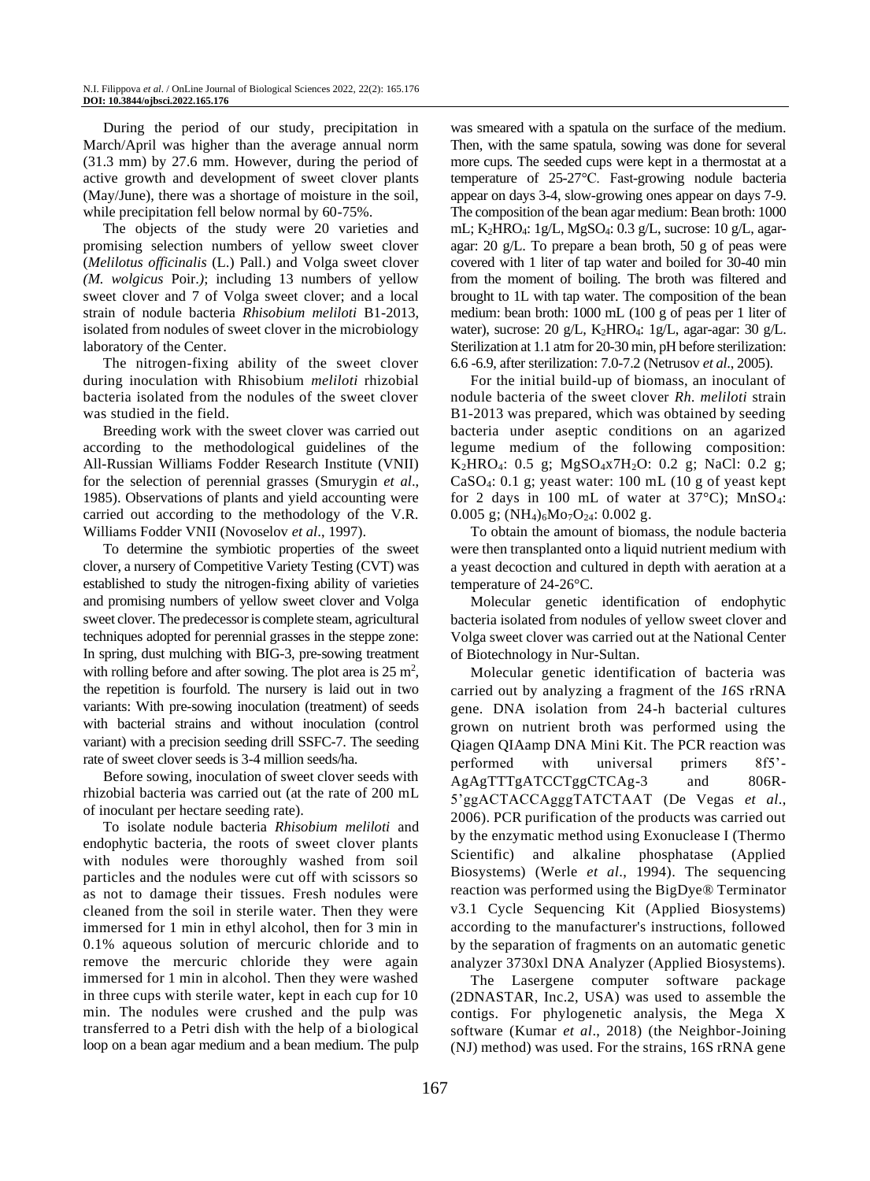During the period of our study, precipitation in March/April was higher than the average annual norm (31.3 mm) by 27.6 mm. However, during the period of active growth and development of sweet clover plants (May/June), there was a shortage of moisture in the soil, while precipitation fell below normal by 60-75%.

The objects of the study were 20 varieties and promising selection numbers of yellow sweet clover (*Melilotus officinalis* (L.) Pall.) and Volga sweet clover *(M. wolgicus* Poir.*)*; including 13 numbers of yellow sweet clover and 7 of Volga sweet clover; and a local strain of nodule bacteria *Rhisobium meliloti* B1-2013, isolated from nodules of sweet clover in the microbiology laboratory of the Center.

The nitrogen-fixing ability of the sweet clover during inoculation with Rhisobium *meliloti* rhizobial bacteria isolated from the nodules of the sweet clover was studied in the field.

Breeding work with the sweet clover was carried out according to the methodological guidelines of the All-Russian Williams Fodder Research Institute (VNII) for the selection of perennial grasses (Smurygin *et al*., 1985). Observations of plants and yield accounting were carried out according to the methodology of the V.R. Williams Fodder VNII (Novoselov *et al*., 1997).

To determine the symbiotic properties of the sweet clover, a nursery of Competitive Variety Testing (CVT) was established to study the nitrogen-fixing ability of varieties and promising numbers of yellow sweet clover and Volga sweet clover. The predecessor is complete steam, agricultural techniques adopted for perennial grasses in the steppe zone: In spring, dust mulching with BIG-3, pre-sowing treatment with rolling before and after sowing. The plot area is 25 $m^2$, the repetition is fourfold. The nursery is laid out in two variants: With pre-sowing inoculation (treatment) of seeds with bacterial strains and without inoculation (control variant) with a precision seeding drill SSFC-7. The seeding rate of sweet clover seeds is 3-4 million seeds/ha.

Before sowing, inoculation of sweet clover seeds with rhizobial bacteria was carried out (at the rate of 200 mL of inoculant per hectare seeding rate).

To isolate nodule bacteria *Rhisobium meliloti* and endophytic bacteria, the roots of sweet clover plants with nodules were thoroughly washed from soil particles and the nodules were cut off with scissors so as not to damage their tissues. Fresh nodules were cleaned from the soil in sterile water. Then they were immersed for 1 min in ethyl alcohol, then for 3 min in 0.1% aqueous solution of mercuric chloride and to remove the mercuric chloride they were again immersed for 1 min in alcohol. Then they were washed in three cups with sterile water, kept in each cup for 10 min. The nodules were crushed and the pulp was transferred to a Petri dish with the help of a biological loop on a bean agar medium and a bean medium. The pulp was smeared with a spatula on the surface of the medium. Then, with the same spatula, sowing was done for several more cups. The seeded cups were kept in a thermostat at a temperature of 25-27°C. Fast-growing nodule bacteria appear on days 3-4, slow-growing ones appear on days 7-9. The composition of the bean agar medium: Bean broth: 1000 mL; $K_2HRO_4$: 1g/L, $MgSO_4$: 0.3 g/L, sucrose: 10 g/L, agar-agar: 20 g/L. To prepare a bean broth, 50 g of peas were covered with 1 liter of tap water and boiled for 30-40 min from the moment of boiling. The broth was filtered and brought to 1L with tap water. The composition of the bean medium: bean broth: 1000 mL (100 g of peas per 1 liter of water), sucrose: 20 g/L, $K_2HRO_4$: 1g/L, agar-agar: 30 g/L. Sterilization at 1.1 atm for 20-30 min, pH before sterilization: 6.6 -6.9, after sterilization: 7.0-7.2 (Netrusov *et al*., 2005).

For the initial build-up of biomass, an inoculant of nodule bacteria of the sweet clover *Rh. meliloti* strain B1-2013 was prepared, which was obtained by seeding bacteria under aseptic conditions on an agarized legume medium of the following composition: $K_2HRO_4$: 0.5 g; $MgSO_4x7H_2O$: 0.2 g; NaCl: 0.2 g; $CaSO_4$: 0.1 g; yeast water: 100 mL (10 g of yeast kept for 2 days in 100 mL of water at 37°C); $MnSO_4$: 0.005 g; $(NH_4)_6Mo_7O_{24}$: 0.002 g.

To obtain the amount of biomass, the nodule bacteria were then transplanted onto a liquid nutrient medium with a yeast decoction and cultured in depth with aeration at a temperature of 24-26°C.

Molecular genetic identification of endophytic bacteria isolated from nodules of yellow sweet clover and Volga sweet clover was carried out at the National Center of Biotechnology in Nur-Sultan.

Molecular genetic identification of bacteria was carried out by analyzing a fragment of the *16*S rRNA gene. DNA isolation from 24-h bacterial cultures grown on nutrient broth was performed using the Qiagen QIAamp DNA Mini Kit. The PCR reaction was performed with universal primers 8f5'-AgAgTTTgATCCTggCTCAg-3 and 806R-5'ggACTACCAgggTATCTAAT (De Vegas *et al*., 2006). PCR purification of the products was carried out by the enzymatic method using Exonuclease I (Thermo Scientific) and alkaline phosphatase (Applied Biosystems) (Werle *et al*., 1994). The sequencing reaction was performed using the BigDye® Terminator v3.1 Cycle Sequencing Kit (Applied Biosystems) according to the manufacturer's instructions, followed by the separation of fragments on an automatic genetic analyzer 3730xl DNA Analyzer (Applied Biosystems).

The Lasergene computer software package (2DNASTAR, Inc.2, USA) was used to assemble the contigs. For phylogenetic analysis, the Mega X software (Kumar *et al*., 2018) (the Neighbor-Joining (NJ) method) was used. For the strains, 16S rRNA gene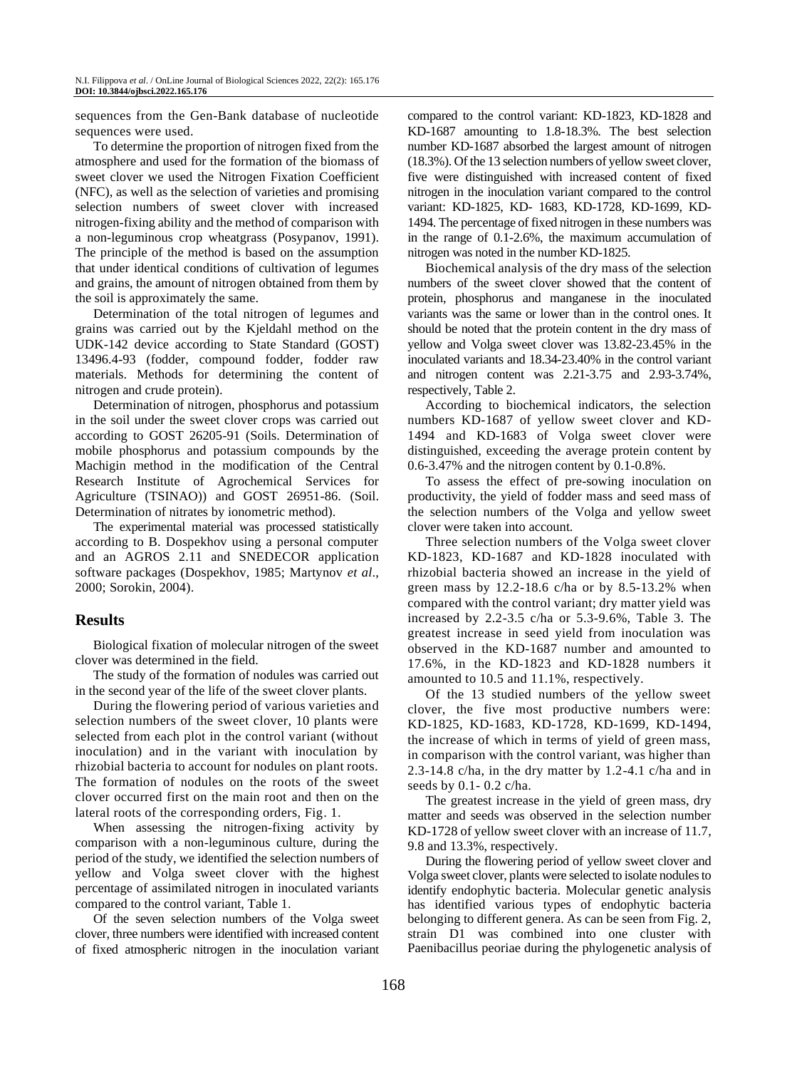sequences from the Gen-Bank database of nucleotide sequences were used.

To determine the proportion of nitrogen fixed from the atmosphere and used for the formation of the biomass of sweet clover we used the Nitrogen Fixation Coefficient (NFC), as well as the selection of varieties and promising selection numbers of sweet clover with increased nitrogen-fixing ability and the method of comparison with a non-leguminous crop wheatgrass (Posypanov, 1991). The principle of the method is based on the assumption that under identical conditions of cultivation of legumes and grains, the amount of nitrogen obtained from them by the soil is approximately the same.

Determination of the total nitrogen of legumes and grains was carried out by the Kjeldahl method on the UDK-142 device according to State Standard (GOST) 13496.4-93 (fodder, compound fodder, fodder raw materials. Methods for determining the content of nitrogen and crude protein).

Determination of nitrogen, phosphorus and potassium in the soil under the sweet clover crops was carried out according to GOST 26205-91 (Soils. Determination of mobile phosphorus and potassium compounds by the Machigin method in the modification of the Central Research Institute of Agrochemical Services for Agriculture (TSINAO)) and GOST 26951-86. (Soil. Determination of nitrates by ionometric method).

The experimental material was processed statistically according to B. Dospekhov using a personal computer and an AGROS 2.11 and SNEDECOR application software packages (Dospekhov, 1985; Martynov *et al*., 2000; Sorokin, 2004).

## Results

Biological fixation of molecular nitrogen of the sweet clover was determined in the field.

The study of the formation of nodules was carried out in the second year of the life of the sweet clover plants.

During the flowering period of various varieties and selection numbers of the sweet clover, 10 plants were selected from each plot in the control variant (without inoculation) and in the variant with inoculation by rhizobial bacteria to account for nodules on plant roots. The formation of nodules on the roots of the sweet clover occurred first on the main root and then on the lateral roots of the corresponding orders, Fig. 1.

When assessing the nitrogen-fixing activity by comparison with a non-leguminous culture, during the period of the study, we identified the selection numbers of yellow and Volga sweet clover with the highest percentage of assimilated nitrogen in inoculated variants compared to the control variant, Table 1.

Of the seven selection numbers of the Volga sweet clover, three numbers were identified with increased content of fixed atmospheric nitrogen in the inoculation variant compared to the control variant: KD-1823, KD-1828 and KD-1687 amounting to 1.8-18.3%. The best selection number KD-1687 absorbed the largest amount of nitrogen (18.3%). Of the 13 selection numbers of yellow sweet clover, five were distinguished with increased content of fixed nitrogen in the inoculation variant compared to the control variant: KD-1825, KD- 1683, KD-1728, KD-1699, KD-1494. The percentage of fixed nitrogen in these numbers was in the range of 0.1-2.6%, the maximum accumulation of nitrogen was noted in the number KD-1825.

Biochemical analysis of the dry mass of the selection numbers of the sweet clover showed that the content of protein, phosphorus and manganese in the inoculated variants was the same or lower than in the control ones. It should be noted that the protein content in the dry mass of yellow and Volga sweet clover was 13.82-23.45% in the inoculated variants and 18.34-23.40% in the control variant and nitrogen content was 2.21-3.75 and 2.93-3.74%, respectively, Table 2.

According to biochemical indicators, the selection numbers KD-1687 of yellow sweet clover and KD-1494 and KD-1683 of Volga sweet clover were distinguished, exceeding the average protein content by 0.6-3.47% and the nitrogen content by 0.1-0.8%.

To assess the effect of pre-sowing inoculation on productivity, the yield of fodder mass and seed mass of the selection numbers of the Volga and yellow sweet clover were taken into account.

Three selection numbers of the Volga sweet clover KD-1823, KD-1687 and KD-1828 inoculated with rhizobial bacteria showed an increase in the yield of green mass by 12.2-18.6 c/ha or by 8.5-13.2% when compared with the control variant; dry matter yield was increased by 2.2-3.5 c/ha or 5.3-9.6%, Table 3. The greatest increase in seed yield from inoculation was observed in the KD-1687 number and amounted to 17.6%, in the KD-1823 and KD-1828 numbers it amounted to 10.5 and 11.1%, respectively.

Of the 13 studied numbers of the yellow sweet clover, the five most productive numbers were: KD-1825, KD-1683, KD-1728, KD-1699, KD-1494, the increase of which in terms of yield of green mass, in comparison with the control variant, was higher than 2.3-14.8 c/ha, in the dry matter by 1.2-4.1 c/ha and in seeds by 0.1- 0.2 c/ha.

The greatest increase in the yield of green mass, dry matter and seeds was observed in the selection number KD-1728 of yellow sweet clover with an increase of 11.7, 9.8 and 13.3%, respectively.

During the flowering period of yellow sweet clover and Volga sweet clover, plants were selected to isolate nodules to identify endophytic bacteria. Molecular genetic analysis has identified various types of endophytic bacteria belonging to different genera. As can be seen from Fig. 2, strain D1 was combined into one cluster with Paenibacillus peoriae during the phylogenetic analysis of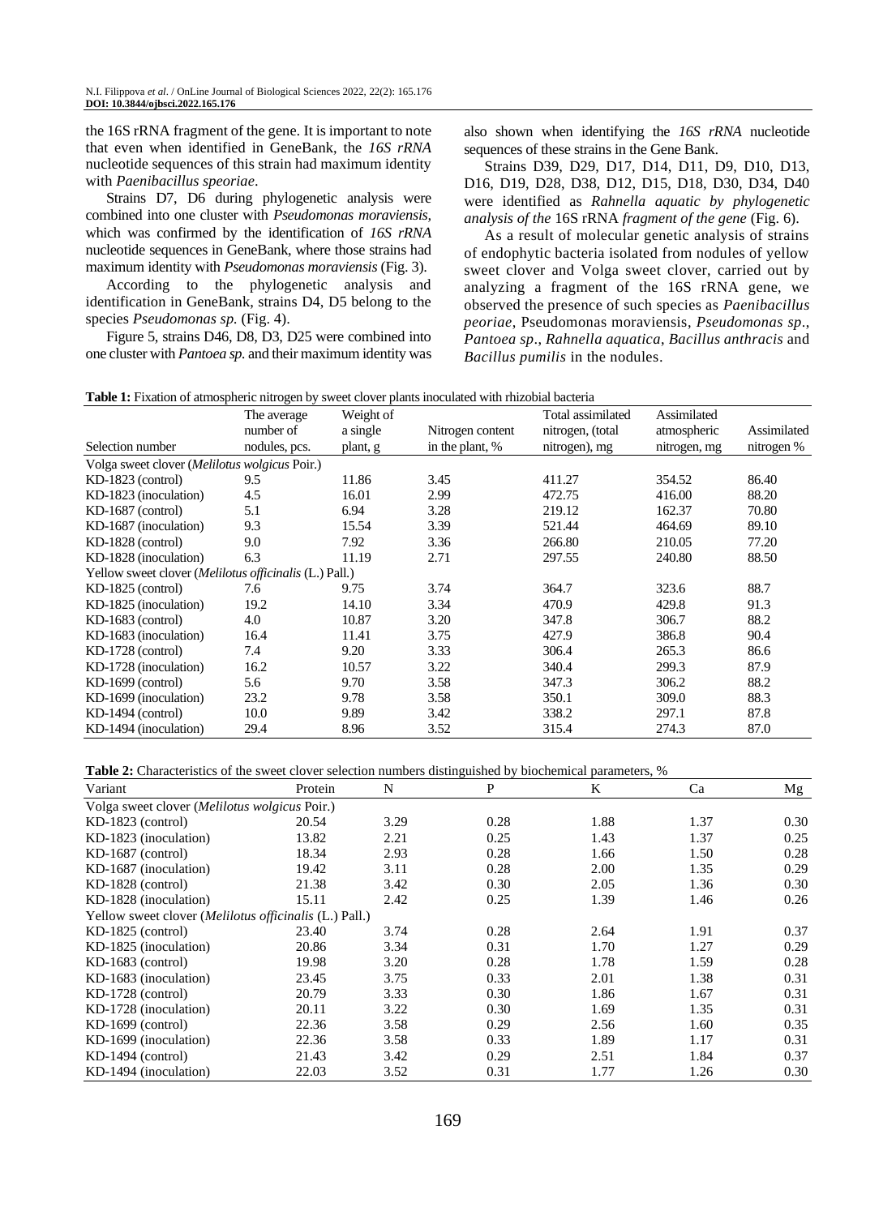the 16S rRNA fragment of the gene. It is important to note that even when identified in GeneBank, the *16S rRNA* nucleotide sequences of this strain had maximum identity with *Paenibacillus speoriae*.

Strains D7, D6 during phylogenetic analysis were combined into one cluster with *Pseudomonas moraviensis,* which was confirmed by the identification of *16S rRNA* nucleotide sequences in GeneBank, where those strains had maximum identity with *Pseudomonas moraviensis* (Fig. 3).

According to the phylogenetic analysis and identification in GeneBank, strains D4, D5 belong to the species *Pseudomonas sp.* (Fig. 4).

Figure 5, strains D46, D8, D3, D25 were combined into one cluster with *Pantoea sp.* and their maximum identity was also shown when identifying the *16S rRNA* nucleotide sequences of these strains in the Gene Bank.

Strains D39, D29, D17, D14, D11, D9, D10, D13, D16, D19, D28, D38, D12, D15, D18, D30, D34, D40 were identified as *Rahnella aquatic by phylogenetic analysis of the* 16S rRNA *fragment of the gene* (Fig. 6).

As a result of molecular genetic analysis of strains of endophytic bacteria isolated from nodules of yellow sweet clover and Volga sweet clover, carried out by analyzing a fragment of the 16S rRNA gene, we observed the presence of such species as *Paenibacillus peoriae*, Pseudomonas moraviensis, *Pseudomonas sp*., *Pantoea sp*., *Rahnella aquatica*, *Bacillus anthracis* and *Bacillus pumilis* in the nodules.

**Table 1:** Fixation of atmospheric nitrogen by sweet clover plants inoculated with rhizobial bacteria

| Selection number | The average number of nodules, pcs. | Weight of a single plant, g | Nitrogen content in the plant, % | Total assimilated nitrogen, (total nitrogen), mg | Assimilated atmospheric nitrogen, mg | Assimilated nitrogen % |
|---|---|---|---|---|---|---|
| Volga sweet clover (*Melilotus wolgicus* Poir.) | | | | | | |
| KD-1823 (control) | 9.5 | 11.86 | 3.45 | 411.27 | 354.52 | 86.40 |
| KD-1823 (inoculation) | 4.5 | 16.01 | 2.99 | 472.75 | 416.00 | 88.20 |
| KD-1687 (control) | 5.1 | 6.94 | 3.28 | 219.12 | 162.37 | 70.80 |
| KD-1687 (inoculation) | 9.3 | 15.54 | 3.39 | 521.44 | 464.69 | 89.10 |
| KD-1828 (control) | 9.0 | 7.92 | 3.36 | 266.80 | 210.05 | 77.20 |
| KD-1828 (inoculation) | 6.3 | 11.19 | 2.71 | 297.55 | 240.80 | 88.50 |
| Yellow sweet clover (*Melilotus officinalis* (L.) Pall.) | | | | | | |
| KD-1825 (control) | 7.6 | 9.75 | 3.74 | 364.7 | 323.6 | 88.7 |
| KD-1825 (inoculation) | 19.2 | 14.10 | 3.34 | 470.9 | 429.8 | 91.3 |
| KD-1683 (control) | 4.0 | 10.87 | 3.20 | 347.8 | 306.7 | 88.2 |
| KD-1683 (inoculation) | 16.4 | 11.41 | 3.75 | 427.9 | 386.8 | 90.4 |
| KD-1728 (control) | 7.4 | 9.20 | 3.33 | 306.4 | 265.3 | 86.6 |
| KD-1728 (inoculation) | 16.2 | 10.57 | 3.22 | 340.4 | 299.3 | 87.9 |
| KD-1699 (control) | 5.6 | 9.70 | 3.58 | 347.3 | 306.2 | 88.2 |
| KD-1699 (inoculation) | 23.2 | 9.78 | 3.58 | 350.1 | 309.0 | 88.3 |
| KD-1494 (control) | 10.0 | 9.89 | 3.42 | 338.2 | 297.1 | 87.8 |
| KD-1494 (inoculation) | 29.4 | 8.96 | 3.52 | 315.4 | 274.3 | 87.0 |

**Table 2:** Characteristics of the sweet clover selection numbers distinguished by biochemical parameters, %

| Variant | Protein | N | P | K | Ca | Mg |
|---|---|---|---|---|---|---|
| Volga sweet clover (*Melilotus wolgicus* Poir.) | | | | | | |
| KD-1823 (control) | 20.54 | 3.29 | 0.28 | 1.88 | 1.37 | 0.30 |
| KD-1823 (inoculation) | 13.82 | 2.21 | 0.25 | 1.43 | 1.37 | 0.25 |
| KD-1687 (control) | 18.34 | 2.93 | 0.28 | 1.66 | 1.50 | 0.28 |
| KD-1687 (inoculation) | 19.42 | 3.11 | 0.28 | 2.00 | 1.35 | 0.29 |
| KD-1828 (control) | 21.38 | 3.42 | 0.30 | 2.05 | 1.36 | 0.30 |
| KD-1828 (inoculation) | 15.11 | 2.42 | 0.25 | 1.39 | 1.46 | 0.26 |
| Yellow sweet clover (*Melilotus officinalis* (L.) Pall.) | | | | | | |
| KD-1825 (control) | 23.40 | 3.74 | 0.28 | 2.64 | 1.91 | 0.37 |
| KD-1825 (inoculation) | 20.86 | 3.34 | 0.31 | 1.70 | 1.27 | 0.29 |
| KD-1683 (control) | 19.98 | 3.20 | 0.28 | 1.78 | 1.59 | 0.28 |
| KD-1683 (inoculation) | 23.45 | 3.75 | 0.33 | 2.01 | 1.38 | 0.31 |
| KD-1728 (control) | 20.79 | 3.33 | 0.30 | 1.86 | 1.67 | 0.31 |
| KD-1728 (inoculation) | 20.11 | 3.22 | 0.30 | 1.69 | 1.35 | 0.31 |
| KD-1699 (control) | 22.36 | 3.58 | 0.29 | 2.56 | 1.60 | 0.35 |
| KD-1699 (inoculation) | 22.36 | 3.58 | 0.33 | 1.89 | 1.17 | 0.31 |
| KD-1494 (control) | 21.43 | 3.42 | 0.29 | 2.51 | 1.84 | 0.37 |
| KD-1494 (inoculation) | 22.03 | 3.52 | 0.31 | 1.77 | 1.26 | 0.30 |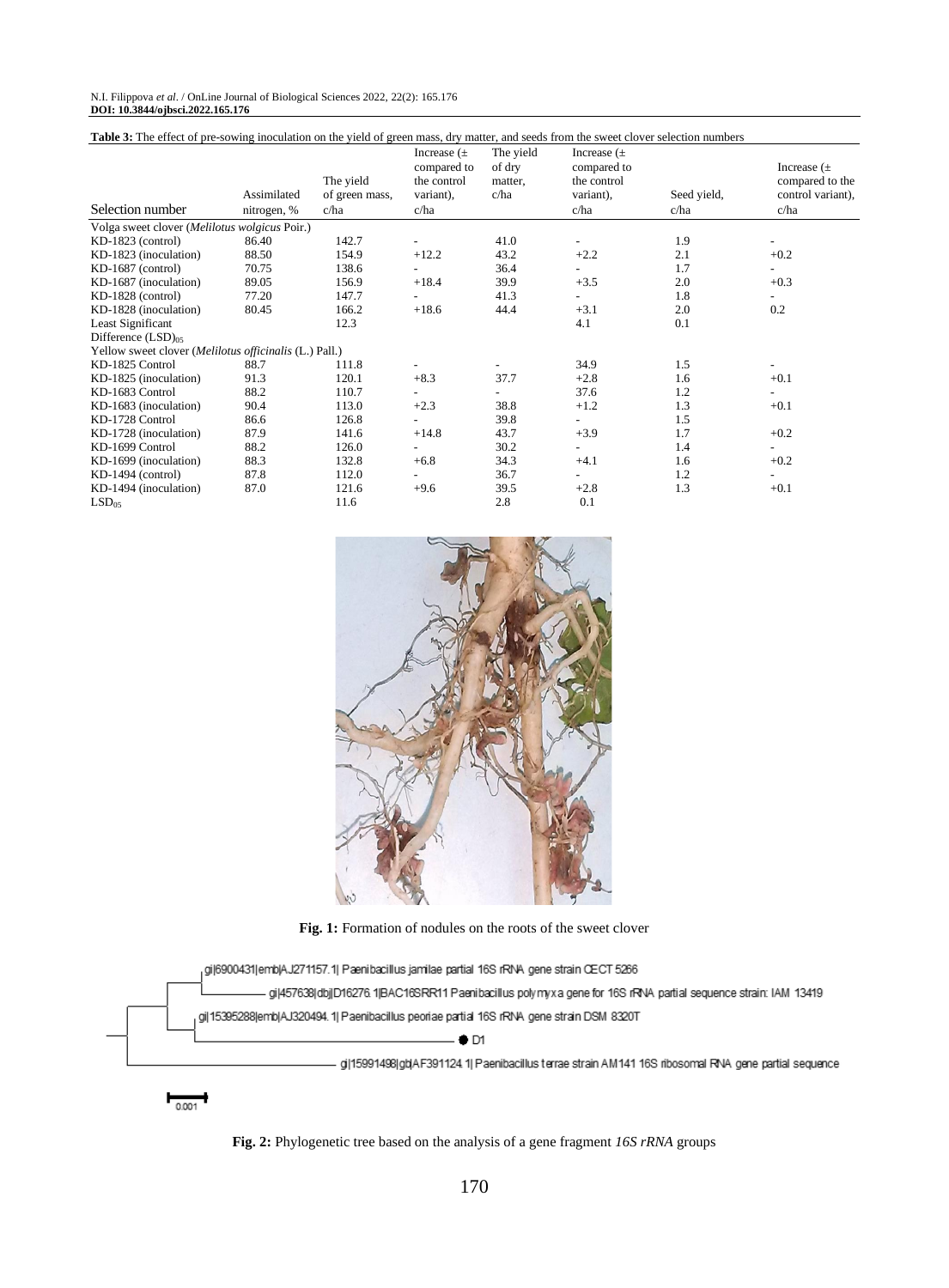**Table 3:** The effect of pre-sowing inoculation on the yield of green mass, dry matter, and seeds from the sweet clover selection numbers

| Selection number | Assimilated nitrogen, % | The yield of green mass, c/ha | Increase (± compared to the control variant), c/ha | The yield of dry matter, c/ha | Increase (± compared to the control variant), c/ha | Seed yield, c/ha | Increase (± compared to the control variant), c/ha |
|---|---|---|---|---|---|---|---|
| Volga sweet clover (*Melilotus wolgicus* Poir.) | | | | | | | |
| KD-1823 (control) | 86.40 | 142.7 | - | 41.0 | - | 1.9 | - |
| KD-1823 (inoculation) | 88.50 | 154.9 | +12.2 | 43.2 | +2.2 | 2.1 | +0.2 |
| KD-1687 (control) | 70.75 | 138.6 | - | 36.4 | - | 1.7 | - |
| KD-1687 (inoculation) | 89.05 | 156.9 | +18.4 | 39.9 | +3.5 | 2.0 | +0.3 |
| KD-1828 (control) | 77.20 | 147.7 | - | 41.3 | - | 1.8 | - |
| KD-1828 (inoculation) | 80.45 | 166.2 | +18.6 | 44.4 | +3.1 | 2.0 | 0.2 |
| Least Significant Difference $(LSD)_{05}$ | | 12.3 | | | 4.1 | 0.1 | |
| Yellow sweet clover (*Melilotus officinalis* (L.) Pall.) | | | | | | | |
| KD-1825 Control | 88.7 | 111.8 | - | - | 34.9 | 1.5 | - |
| KD-1825 (inoculation) | 91.3 | 120.1 | +8.3 | 37.7 | +2.8 | 1.6 | +0.1 |
| KD-1683 Control | 88.2 | 110.7 | - | - | 37.6 | 1.2 | - |
| KD-1683 (inoculation) | 90.4 | 113.0 | +2.3 | 38.8 | +1.2 | 1.3 | +0.1 |
| KD-1728 Control | 86.6 | 126.8 | - | 39.8 | - | 1.5 | |
| KD-1728 (inoculation) | 87.9 | 141.6 | +14.8 | 43.7 | +3.9 | 1.7 | +0.2 |
| KD-1699 Control | 88.2 | 126.0 | - | 30.2 | - | 1.4 | - |
| KD-1699 (inoculation) | 88.3 | 132.8 | +6.8 | 34.3 | +4.1 | 1.6 | +0.2 |
| KD-1494 (control) | 87.8 | 112.0 | - | 36.7 | - | 1.2 | - |
| KD-1494 (inoculation) | 87.0 | 121.6 | +9.6 | 39.5 | +2.8 | 1.3 | +0.1 |
| $LSD_{05}$ | | 11.6 | | 2.8 | 0.1 | | |

**Fig. 1:** Formation of nodules on the roots of the sweet clover

**Fig. 2:** Phylogenetic tree based on the analysis of a gene fragment *16S rRNA* groups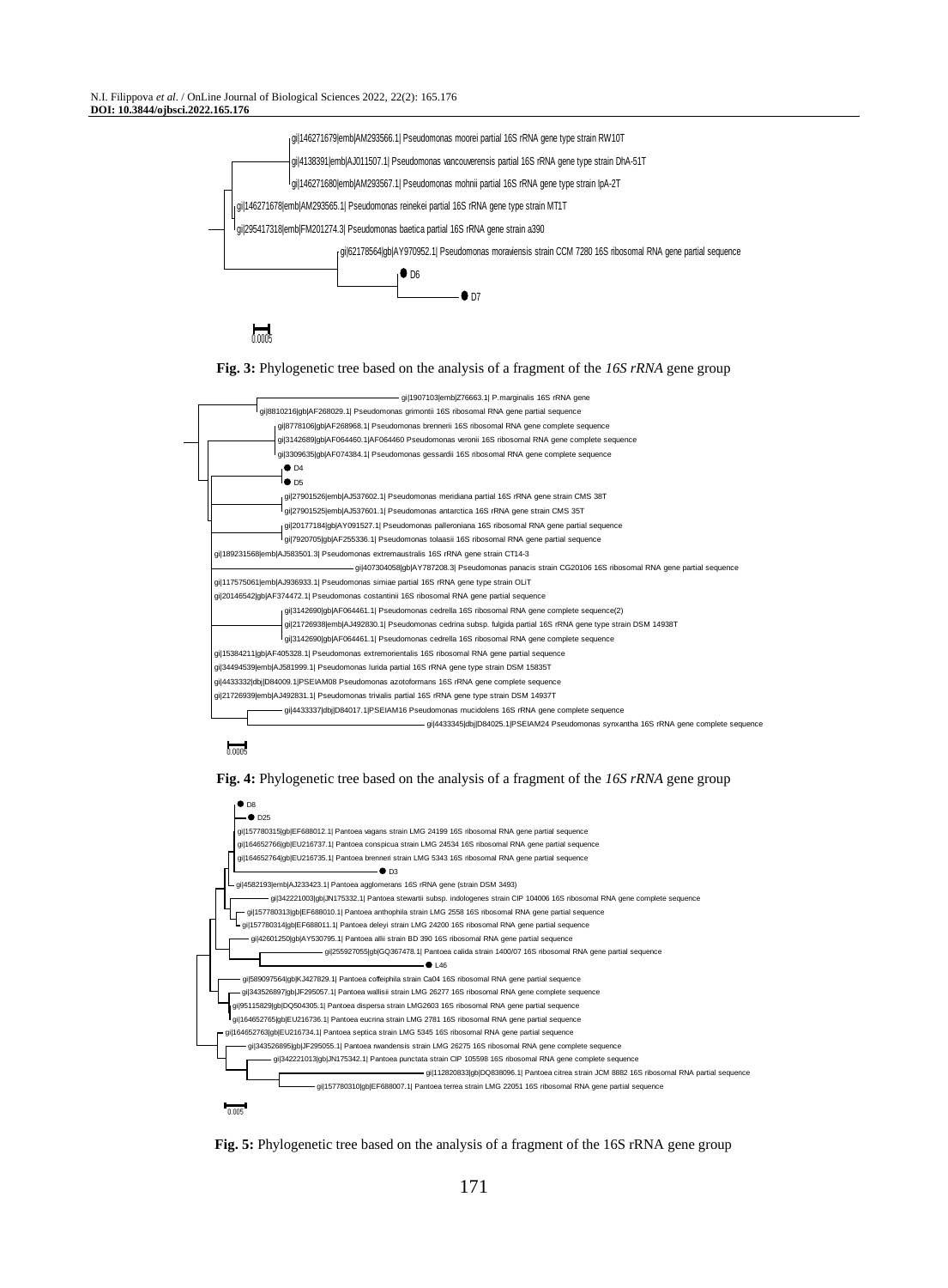gi|146271679|emb|AM293566.1| Pseudomonas moorei partial 16S rRNA gene type strain RW10T

gi|4138391|emb|AJ011507.1| Pseudomonas vancouverensis partial 16S rRNA gene type strain DhA-51T

gi|146271680|emb|AM293567.1| Pseudomonas mohnii partial 16S rRNA gene type strain IpA-2T

gi|146271678|emb|AM293565.1| Pseudomonas reinekei partial 16S rRNA gene type strain MT1T

gi|295417318|emb|FM201274.3| Pseudomonas baetica partial 16S rRNA gene strain a390

gi|62178564|gb|AY970952.1| Pseudomonas moraviensis strain CCM 7280 16S ribosomal RNA gene partial sequence

D6

D7

0.0005

**Fig. 3:** Phylogenetic tree based on the analysis of a fragment of the *16S rRNA* gene group

gi|1907103|emb|Z76663.1| P.marginalis 16S rRNA gene

gi|8810216|gb|AF268029.1| Pseudomonas grimontii 16S ribosomal RNA gene partial sequence

gi|8778106|gb|AF268968.1| Pseudomonas brennerii 16S ribosomal RNA gene complete sequence

gi|3142689|gb|AF064460.1|AF064460 Pseudomonas veronii 16S ribosomal RNA gene complete sequence

gi|3309635|gb|AF074384.1| Pseudomonas gessardii 16S ribosomal RNA gene complete sequence

D4

D5

gi|27901526|emb|AJ537602.1| Pseudomonas meridiana partial 16S rRNA gene strain CMS 38T

gi|27901525|emb|AJ537601.1| Pseudomonas antarctica 16S rRNA gene strain CMS 35T

gi|20177184|gb|AY091527.1| Pseudomonas palleroniana 16S ribosomal RNA gene partial sequence

gi|7920705|gb|AF255336.1| Pseudomonas tolaasii 16S ribosomal RNA gene partial sequence

gi|189231568|emb|AJ583501.3| Pseudomonas extremaustralis 16S rRNA gene strain CT14-3

gi|407304058|gb|AY787208.3| Pseudomonas panacis strain CG20106 16S ribosomal RNA gene partial sequence

gi|117575061|emb|AJ936933.1| Pseudomonas simiae partial 16S rRNA gene type strain OLiT

gi|20146542|gb|AF374472.1| Pseudomonas costantinii 16S ribosomal RNA gene partial sequence

gi|3142690|gb|AF064461.1| Pseudomonas cedrella 16S ribosomal RNA gene complete sequence(2)

gi|21726938|emb|AJ492830.1| Pseudomonas cedrina subsp. fulgida partial 16S rRNA gene type strain DSM 14938T

gi|3142690|gb|AF064461.1| Pseudomonas cedrella 16S ribosomal RNA gene complete sequence

gi|15384211|gb|AF405328.1| Pseudomonas extremorientalis 16S ribosomal RNA gene partial sequence

gi|34494539|emb|AJ581999.1| Pseudomonas lurida partial 16S rRNA gene type strain DSM 15835T

gi|4433332|dbj|D84009.1|PSEIAM08 Pseudomonas azotoformans 16S rRNA gene complete sequence

gi|21726939|emb|AJ492831.1| Pseudomonas trivialis partial 16S rRNA gene type strain DSM 14937T

gi|4433337|dbj|D84017.1|PSEIAM16 Pseudomonas mucidolens 16S rRNA gene complete sequence

gi|4433345|dbj|D84025.1|PSEIAM24 Pseudomonas synxantha 16S rRNA gene complete sequence

0.0005

**Fig. 4:** Phylogenetic tree based on the analysis of a fragment of the *16S rRNA* gene group

D8

D25

gi|157780315|gb|EF688012.1| Pantoea vagans strain LMG 24199 16S ribosomal RNA gene partial sequence

gi|164652766|gb|EU216737.1| Pantoea conspicua strain LMG 24534 16S ribosomal RNA gene partial sequence

gi|164652764|gb|EU216735.1| Pantoea brenneri strain LMG 5343 16S ribosomal RNA gene partial sequence

D3

gi|4582193|emb|AJ233423.1| Pantoea agglomerans 16S rRNA gene (strain DSM 3493)

gi|342221003|gb|JN175332.1| Pantoea stewartii subsp. indologenes strain CIP 104006 16S ribosomal RNA gene complete sequence

gi|157780313|gb|EF688010.1| Pantoea anthophila strain LMG 2558 16S ribosomal RNA gene partial sequence

gi|157780314|gb|EF688011.1| Pantoea deleyi strain LMG 24200 16S ribosomal RNA gene partial sequence

gi|42601250|gb|AY530795.1| Pantoea allii strain BD 390 16S ribosomal RNA gene partial sequence

gi|255927055|gb|GQ367478.1| Pantoea calida strain 1400/07 16S ribosomal RNA gene partial sequence

L46

gi|589097564|gb|KJ427829.1| Pantoea coffeiphila strain Ca04 16S ribosomal RNA gene partial sequence

gi|343526897|gb|JF295057.1| Pantoea wallisii strain LMG 26277 16S ribosomal RNA gene complete sequence

gi|95115829|gb|DQ504305.1| Pantoea dispersa strain LMG2603 16S ribosomal RNA gene partial sequence

gi|164652765|gb|EU216736.1| Pantoea eucrina strain LMG 2781 16S ribosomal RNA gene partial sequence

gi|164652763|gb|EU216734.1| Pantoea septica strain LMG 5345 16S ribosomal RNA gene partial sequence

gi|343526895|gb|JF295055.1| Pantoea rwandensis strain LMG 26275 16S ribosomal RNA gene complete sequence

gi|342221013|gb|JN175342.1| Pantoea punctata strain CIP 105598 16S ribosomal RNA gene complete sequence

gi|112820833|gb|DQ838096.1| Pantoea citrea strain JCM 8882 16S ribosomal RNA partial sequence

gi|157780310|gb|EF688007.1| Pantoea terrea strain LMG 22051 16S ribosomal RNA gene partial sequence

0.005

**Fig. 5:** Phylogenetic tree based on the analysis of a fragment of the 16S rRNA gene group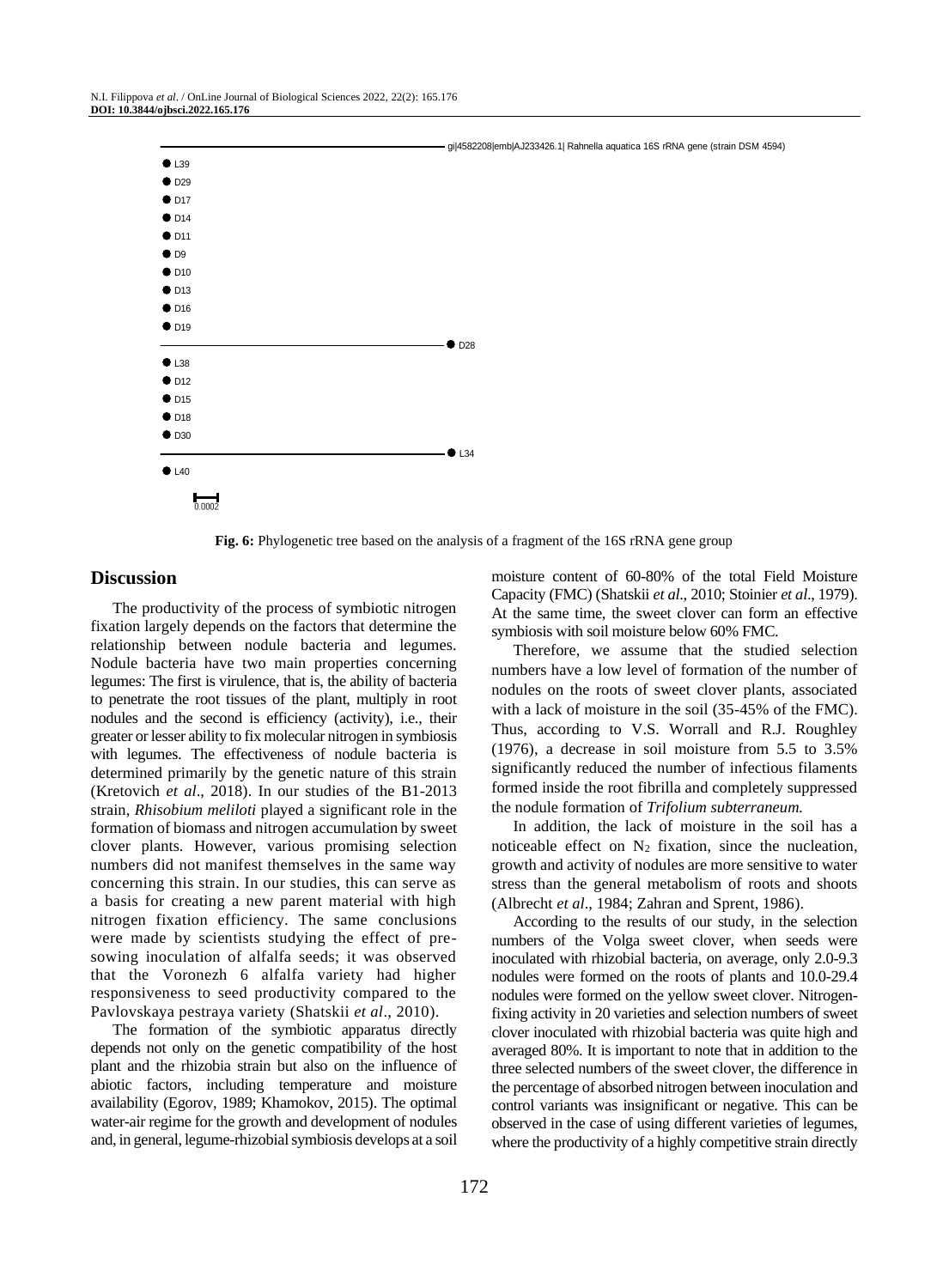Fig. 6: Phylogenetic tree based on the analysis of a fragment of the 16S rRNA gene group

## Discussion

The productivity of the process of symbiotic nitrogen fixation largely depends on the factors that determine the relationship between nodule bacteria and legumes. Nodule bacteria have two main properties concerning legumes: The first is virulence, that is, the ability of bacteria to penetrate the root tissues of the plant, multiply in root nodules and the second is efficiency (activity), i.e., their greater or lesser ability to fix molecular nitrogen in symbiosis with legumes. The effectiveness of nodule bacteria is determined primarily by the genetic nature of this strain (Kretovich *et al*., 2018). In our studies of the B1-2013 strain, *Rhisobium meliloti* played a significant role in the formation of biomass and nitrogen accumulation by sweet clover plants. However, various promising selection numbers did not manifest themselves in the same way concerning this strain. In our studies, this can serve as a basis for creating a new parent material with high nitrogen fixation efficiency. The same conclusions were made by scientists studying the effect of pre-sowing inoculation of alfalfa seeds; it was observed that the Voronezh 6 alfalfa variety had higher responsiveness to seed productivity compared to the Pavlovskaya pestraya variety (Shatskii *et al*., 2010).

The formation of the symbiotic apparatus directly depends not only on the genetic compatibility of the host plant and the rhizobia strain but also on the influence of abiotic factors, including temperature and moisture availability (Egorov, 1989; Khamokov, 2015). The optimal water-air regime for the growth and development of nodules and, in general, legume-rhizobial symbiosis develops at a soil moisture content of 60-80% of the total Field Moisture Capacity (FMC) (Shatskii *et al*., 2010; Stoinier *et al*., 1979). At the same time, the sweet clover can form an effective symbiosis with soil moisture below 60% FMC.

Therefore, we assume that the studied selection numbers have a low level of formation of the number of nodules on the roots of sweet clover plants, associated with a lack of moisture in the soil (35-45% of the FMC). Thus, according to V.S. Worrall and R.J. Roughley (1976), a decrease in soil moisture from 5.5 to 3.5% significantly reduced the number of infectious filaments formed inside the root fibrilla and completely suppressed the nodule formation of *Trifolium subterraneum.*

In addition, the lack of moisture in the soil has a noticeable effect on $N_2$ fixation, since the nucleation, growth and activity of nodules are more sensitive to water stress than the general metabolism of roots and shoots (Albrecht *et al*., 1984; Zahran and Sprent, 1986).

According to the results of our study, in the selection numbers of the Volga sweet clover, when seeds were inoculated with rhizobial bacteria, on average, only 2.0-9.3 nodules were formed on the roots of plants and 10.0-29.4 nodules were formed on the yellow sweet clover. Nitrogen-fixing activity in 20 varieties and selection numbers of sweet clover inoculated with rhizobial bacteria was quite high and averaged 80%. It is important to note that in addition to the three selected numbers of the sweet clover, the difference in the percentage of absorbed nitrogen between inoculation and control variants was insignificant or negative. This can be observed in the case of using different varieties of legumes, where the productivity of a highly competitive strain directly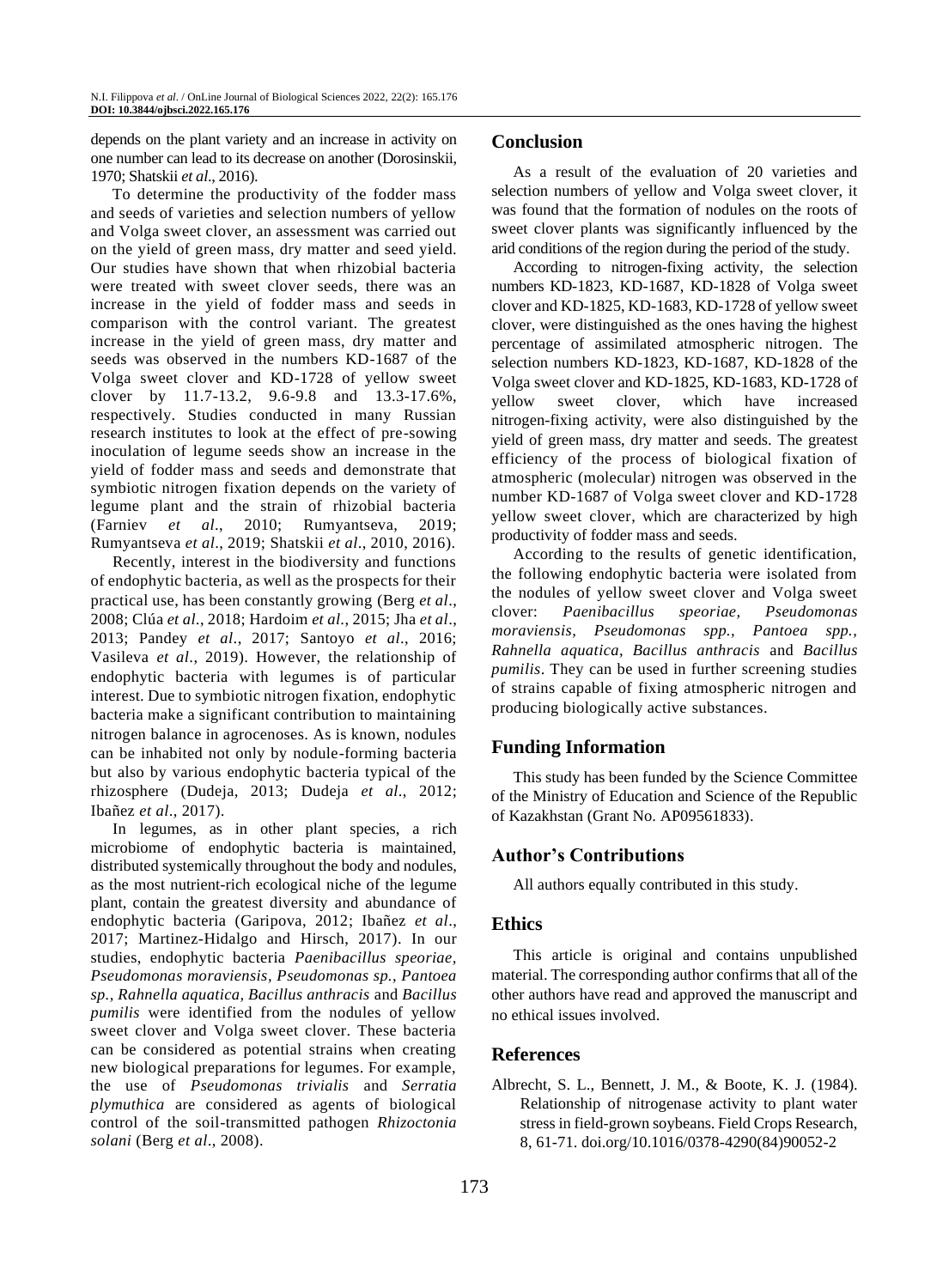depends on the plant variety and an increase in activity on one number can lead to its decrease on another (Dorosinskii, 1970; Shatskii *et al*., 2016).

To determine the productivity of the fodder mass and seeds of varieties and selection numbers of yellow and Volga sweet clover, an assessment was carried out on the yield of green mass, dry matter and seed yield. Our studies have shown that when rhizobial bacteria were treated with sweet clover seeds, there was an increase in the yield of fodder mass and seeds in comparison with the control variant. The greatest increase in the yield of green mass, dry matter and seeds was observed in the numbers KD-1687 of the Volga sweet clover and KD-1728 of yellow sweet clover by 11.7-13.2, 9.6-9.8 and 13.3-17.6%, respectively. Studies conducted in many Russian research institutes to look at the effect of pre-sowing inoculation of legume seeds show an increase in the yield of fodder mass and seeds and demonstrate that symbiotic nitrogen fixation depends on the variety of legume plant and the strain of rhizobial bacteria (Farniev *et al*., 2010; Rumyantseva, 2019; Rumyantseva *et al*., 2019; Shatskii *et al*., 2010, 2016).

Recently, interest in the biodiversity and functions of endophytic bacteria, as well as the prospects for their practical use, has been constantly growing (Berg *et al*., 2008; Clúa *et al*., 2018; Hardoim *et al*., 2015; Jha *et al*., 2013; Pandey *et al*., 2017; Santoyo *et al*., 2016; Vasileva *et al*., 2019). However, the relationship of endophytic bacteria with legumes is of particular interest. Due to symbiotic nitrogen fixation, endophytic bacteria make a significant contribution to maintaining nitrogen balance in agrocenoses. As is known, nodules can be inhabited not only by nodule-forming bacteria but also by various endophytic bacteria typical of the rhizosphere (Dudeja, 2013; Dudeja *et al*., 2012; Ibañez *et al*., 2017).

In legumes, as in other plant species, a rich microbiome of endophytic bacteria is maintained, distributed systemically throughout the body and nodules, as the most nutrient-rich ecological niche of the legume plant, contain the greatest diversity and abundance of endophytic bacteria (Garipova, 2012; Ibañez *et al*., 2017; Martinez-Hidalgo and Hirsch, 2017). In our studies, endophytic bacteria *Paenibacillus speoriae, Pseudomonas moraviensis, Pseudomonas sp., Pantoea sp., Rahnella aquatica, Bacillus anthracis* and *Bacillus pumilis* were identified from the nodules of yellow sweet clover and Volga sweet clover. These bacteria can be considered as potential strains when creating new biological preparations for legumes. For example, the use of *Pseudomonas trivialis* and *Serratia plymuthica* are considered as agents of biological control of the soil-transmitted pathogen *Rhizoctonia solani* (Berg *et al*., 2008).

## Conclusion

As a result of the evaluation of 20 varieties and selection numbers of yellow and Volga sweet clover, it was found that the formation of nodules on the roots of sweet clover plants was significantly influenced by the arid conditions of the region during the period of the study.

According to nitrogen-fixing activity, the selection numbers KD-1823, KD-1687, KD-1828 of Volga sweet clover and KD-1825, KD-1683, KD-1728 of yellow sweet clover, were distinguished as the ones having the highest percentage of assimilated atmospheric nitrogen. The selection numbers KD-1823, KD-1687, KD-1828 of the Volga sweet clover and KD-1825, KD-1683, KD-1728 of yellow sweet clover, which have increased nitrogen-fixing activity, were also distinguished by the yield of green mass, dry matter and seeds. The greatest efficiency of the process of biological fixation of atmospheric (molecular) nitrogen was observed in the number KD-1687 of Volga sweet clover and KD-1728 yellow sweet clover, which are characterized by high productivity of fodder mass and seeds.

According to the results of genetic identification, the following endophytic bacteria were isolated from the nodules of yellow sweet clover and Volga sweet clover: *Paenibacillus speoriae, Pseudomonas moraviensis, Pseudomonas spp., Pantoea spp., Rahnella aquatica, Bacillus anthracis* and *Bacillus pumilis*. They can be used in further screening studies of strains capable of fixing atmospheric nitrogen and producing biologically active substances.

## Funding Information

This study has been funded by the Science Committee of the Ministry of Education and Science of the Republic of Kazakhstan (Grant No. AP09561833).

## Author's Contributions

All authors equally contributed in this study.

## Ethics

This article is original and contains unpublished material. The corresponding author confirms that all of the other authors have read and approved the manuscript and no ethical issues involved.

## References

Albrecht, S. L., Bennett, J. M., & Boote, K. J. (1984). Relationship of nitrogenase activity to plant water stress in field-grown soybeans. Field Crops Research, 8, 61-71. doi.org/10.1016/0378-4290(84)90052-2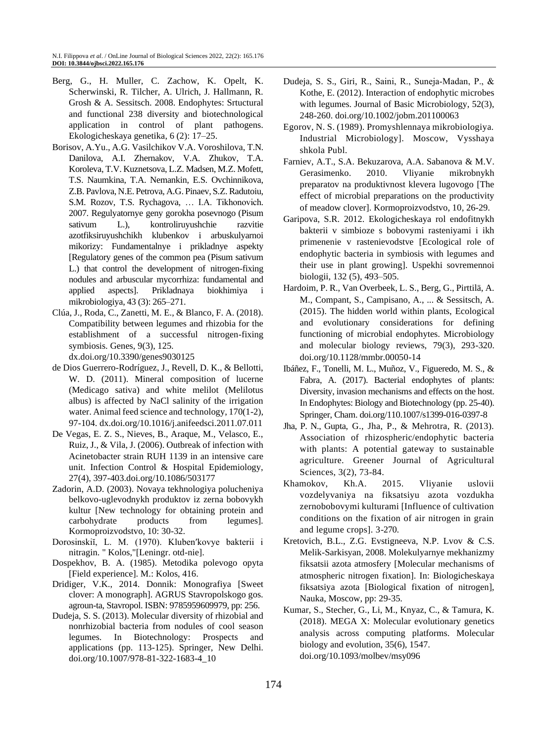Berg, G., H. Muller, C. Zachow, K. Opelt, K. Scherwinski, R. Tilcher, A. Ulrich, J. Hallmann, R. Grosh & A. Sessitsch. 2008. Endophytes: Srtuctural and functional 238 diversity and biotechnological application in control of plant pathogens. Ekologicheskaya genetika, 6 (2): 17–25.

Borisov, A.Yu., A.G. Vasilchikov V.A. Voroshilova, T.N. Danilova, A.I. Zhernakov, V.A. Zhukov, T.A. Koroleva, T.V. Kuznetsova, L.Z. Madsen, M.Z. Mofett, T.S. Naumkina, T.A. Nemankin, E.S. Ovchinnikova, Z.B. Pavlova, N.E. Petrova, A.G. Pinaev, S.Z. Radutoiu, S.M. Rozov, T.S. Rychagova, … I.A. Tikhonovich. 2007. Regulyatornye geny gorokha posevnogo (Pisum sativum L.), kontroliruyushchie razvitie azotfiksiruyushchikh klubenkov i arbuskulyarnoi mikorizy: Fundamentalnye i prikladnye aspekty [Regulatory genes of the common pea (Pisum sativum L.) that control the development of nitrogen-fixing nodules and arbuscular mycorrhiza: fundamental and applied aspects]. Prikladnaya biokhimiya i mikrobiologiya, 43 (3): 265–271.

Clúa, J., Roda, C., Zanetti, M. E., & Blanco, F. A. (2018). Compatibility between legumes and rhizobia for the establishment of a successful nitrogen-fixing symbiosis. Genes, 9(3), 125. dx.doi.org/10.3390/genes9030125

de Dios Guerrero-Rodríguez, J., Revell, D. K., & Bellotti, W. D. (2011). Mineral composition of lucerne (Medicago sativa) and white melilot (Melilotus albus) is affected by NaCl salinity of the irrigation water. Animal feed science and technology, 170(1-2), 97-104. dx.doi.org/10.1016/j.anifeedsci.2011.07.011

De Vegas, E. Z. S., Nieves, B., Araque, M., Velasco, E., Ruiz, J., & Vila, J. (2006). Outbreak of infection with Acinetobacter strain RUH 1139 in an intensive care unit. Infection Control & Hospital Epidemiology, 27(4), 397-403.doi.org/10.1086/503177

Zadorin, A.D. (2003). Novaya tekhnologiya polucheniya belkovo-uglevodnykh produktov iz zerna bobovykh kultur [New technology for obtaining protein and carbohydrate products from legumes]. Kormoproizvodstvo, 10: 30-32.

Dorosinskiĭ, L. M. (1970). Kluben′kovye bakterii i nitragin. " Kolos,"[Leningr. otd-nie].

Dospekhov, B. A. (1985). Metodika polevogo opyta [Field experience]. M.: Kolos, 416.

Dridiger, V.K., 2014. Donnik: Monografiya [Sweet clover: A monograph]. AGRUS Stavropolskogo gos. agroun-ta, Stavropol. ISBN: 9785959609979, pp: 256.

Dudeja, S. S. (2013). Molecular diversity of rhizobial and nonrhizobial bacteria from nodules of cool season legumes. In Biotechnology: Prospects and applications (pp. 113-125). Springer, New Delhi. doi.org/10.1007/978-81-322-1683-4_10

Dudeja, S. S., Giri, R., Saini, R., Suneja-Madan, P., & Kothe, E. (2012). Interaction of endophytic microbes with legumes. Journal of Basic Microbiology, 52(3), 248-260. doi.org/10.1002/jobm.201100063

Egorov, N. S. (1989). Promyshlennaya mikrobiologiya. Industrial Microbiology]. Moscow, Vysshaya shkola Publ.

Farniev, A.T., S.A. Bekuzarova, A.A. Sabanova & M.V. Gerasimenko. 2010. Vliyanie mikrobnykh preparatov na produktivnost klevera lugovogo [The effect of microbial preparations on the productivity of meadow clover]. Kormoproizvodstvo, 10, 26-29.

Garipova, S.R. 2012. Ekologicheskaya rol endofitnykh bakterii v simbioze s bobovymi rasteniyami i ikh primenenie v rastenievodstve [Ecological role of endophytic bacteria in symbiosis with legumes and their use in plant growing]. Uspekhi sovremennoi biologii, 132 (5), 493–505.

Hardoim, P. R., Van Overbeek, L. S., Berg, G., Pirttilä, A. M., Compant, S., Campisano, A., ... & Sessitsch, A. (2015). The hidden world within plants, Ecological and evolutionary considerations for defining functioning of microbial endophytes. Microbiology and molecular biology reviews, 79(3), 293-320. doi.org/10.1128/mmbr.00050-14

Ibáñez, F., Tonelli, M. L., Muñoz, V., Figueredo, M. S., & Fabra, A. (2017). Bacterial endophytes of plants: Diversity, invasion mechanisms and effects on the host. In Endophytes: Biology and Biotechnology (pp. 25-40). Springer, Cham. doi.org/110.1007/s1399-016-0397-8

Jha, P. N., Gupta, G., Jha, P., & Mehrotra, R. (2013). Association of rhizospheric/endophytic bacteria with plants: A potential gateway to sustainable agriculture. Greener Journal of Agricultural Sciences, 3(2), 73-84.

Khamokov, Kh.A. 2015. Vliyanie uslovii vozdelyvaniya na fiksatsiyu azota vozdukha zernobobovymi kulturami [Influence of cultivation conditions on the fixation of air nitrogen in grain and legume crops]. 3-270.

Kretovich, B.L., Z.G. Evstigneeva, N.P. Lvov & C.S. Melik-Sarkisyan, 2008. Molekulyarnye mekhanizmy fiksatsii azota atmosfery [Molecular mechanisms of atmospheric nitrogen fixation]. In: Biologicheskaya fiksatsiya azota [Biological fixation of nitrogen], Nauka, Moscow, pp: 29-35.

Kumar, S., Stecher, G., Li, M., Knyaz, C., & Tamura, K. (2018). MEGA X: Molecular evolutionary genetics analysis across computing platforms. Molecular biology and evolution, 35(6), 1547. doi.org/10.1093/molbev/msy096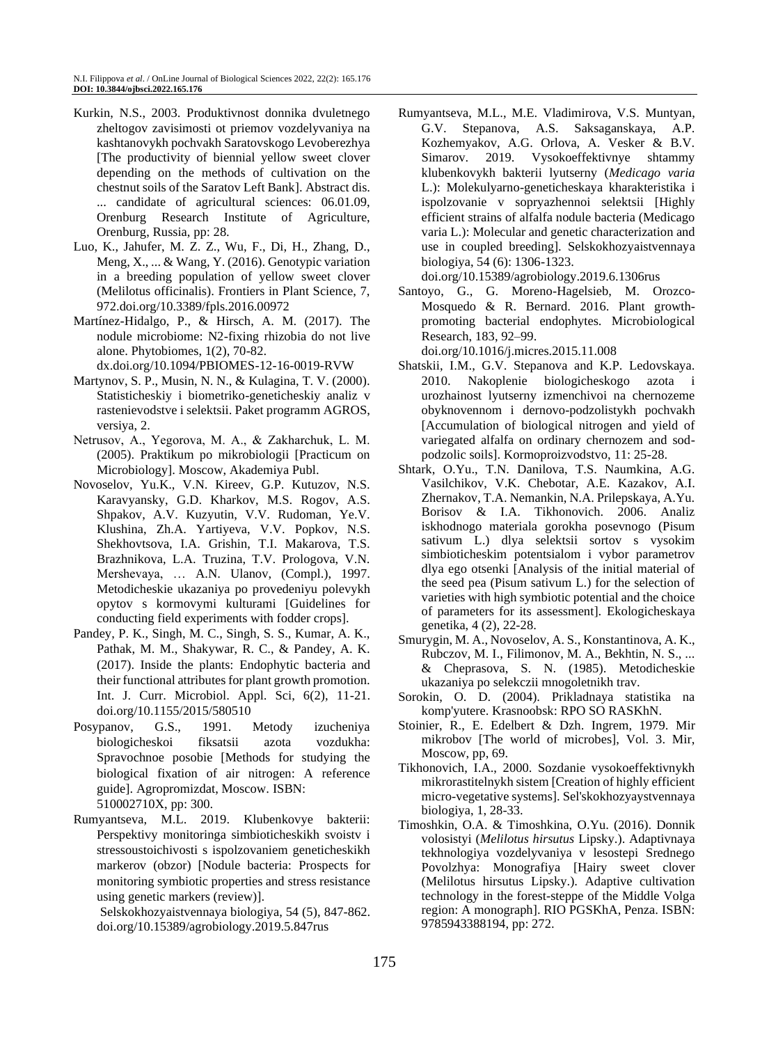Kurkin, N.S., 2003. Produktivnost donnika dvuletnego zheltogov dvisimosti ot priemov vozdelyvaniya na kashtanovykh pochvakh Saratovskogo Levoberezhya [The productivity of biennial yellow sweet clover depending on the methods of cultivation on the chestnut soils of the Saratov Left Bank]. Abstract dis. ... candidate of agricultural sciences: 06.01.09, Orenburg Research Institute of Agriculture, Orenburg, Russia, pp: 28.

Luo, K., Jahufer, M. Z. Z., Wu, F., Di, H., Zhang, D., Meng, X., ... & Wang, Y. (2016). Genotypic variation in a breeding population of yellow sweet clover (Melilotus officinalis). Frontiers in Plant Science, 7, 972.doi.org/10.3389/fpls.2016.00972

Martínez-Hidalgo, P., & Hirsch, A. M. (2017). The nodule microbiome: N2-fixing rhizobia do not live alone. Phytobiomes, 1(2), 70-82. dx.doi.org/10.1094/PBIOMES-12-16-0019-RVW

Martynov, S. P., Musin, N. N., & Kulagina, T. V. (2000). Statisticheskiy i biometriko-geneticheskiy analiz v rastenievodstve i selektsii. Paket programm AGROS, versiya, 2.

Netrusov, A., Yegorova, M. A., & Zakharchuk, L. M. (2005). Praktikum po mikrobiologii [Practicum on Microbiology]. Moscow, Akademiya Publ.

Novoselov, Yu.K., V.N. Kireev, G.P. Kutuzov, N.S. Karavyansky, G.D. Kharkov, M.S. Rogov, A.S. Shpakov, A.V. Kuzyutin, V.V. Rudoman, Ye.V. Klushina, Zh.A. Yartiyeva, V.V. Popkov, N.S. Shekhovtsova, I.A. Grishin, T.I. Makarova, T.S. Brazhnikova, L.A. Truzina, T.V. Prologova, V.N. Mershevaya, … A.N. Ulanov, (Compl.), 1997. Metodicheskie ukazaniya po provedeniyu polevykh opytov s kormovymi kulturami [Guidelines for conducting field experiments with fodder crops].

Pandey, P. K., Singh, M. C., Singh, S. S., Kumar, A. K., Pathak, M. M., Shakywar, R. C., & Pandey, A. K. (2017). Inside the plants: Endophytic bacteria and their functional attributes for plant growth promotion. Int. J. Curr. Microbiol. Appl. Sci, 6(2), 11-21. doi.org/10.1155/2015/580510

Posypanov, G.S., 1991. Metody izucheniya biologicheskoi fiksatsii azota vozdukha: Spravochnoe posobie [Methods for studying the biological fixation of air nitrogen: A reference guide]. Agropromizdat, Moscow. ISBN: 510002710X, pp: 300.

Rumyantseva, M.L. 2019. Klubenkovye bakterii: Perspektivy monitoringa simbioticheskikh svoistv i stressoustoichivosti s ispolzovaniem geneticheskikh markerov (obzor) [Nodule bacteria: Prospects for monitoring symbiotic properties and stress resistance using genetic markers (review)]. Selskokhozyaistvennaya biologiya, 54 (5), 847-862. doi.org/10.15389/agrobiology.2019.5.847rus

Rumyantseva, M.L., M.E. Vladimirova, V.S. Muntyan, G.V. Stepanova, A.S. Saksaganskaya, A.P. Kozhemyakov, A.G. Orlova, A. Vesker & B.V. Simarov. 2019. Vysokoeffektivnye shtammy klubenkovykh bakterii lyutserny (*Medicago varia* L.): Molekulyarno-geneticheskaya kharakteristika i ispolzovanie v sopryazhennoi selektsii [Highly efficient strains of alfalfa nodule bacteria (Medicago varia L.): Molecular and genetic characterization and use in coupled breeding]. Selskokhozyaistvennaya biologiya, 54 (6): 1306-1323. doi.org/10.15389/agrobiology.2019.6.1306rus

Santoyo, G., G. Moreno-Hagelsieb, M. Orozco-Mosquedo & R. Bernard. 2016. Plant growth-promoting bacterial endophytes. Microbiological Research, 183, 92–99. doi.org/10.1016/j.micres.2015.11.008

Shatskii, I.M., G.V. Stepanova and K.P. Ledovskaya. 2010. Nakoplenie biologicheskogo azota i urozhainost lyutserny izmenchivoi na chernozeme obyknovennom i dernovo-podzolistykh pochvakh [Accumulation of biological nitrogen and yield of variegated alfalfa on ordinary chernozem and sod-podzolic soils]. Kormoproizvodstvo, 11: 25-28.

Shtark, O.Yu., T.N. Danilova, T.S. Naumkina, A.G. Vasilchikov, V.K. Chebotar, A.E. Kazakov, A.I. Zhernakov, T.A. Nemankin, N.A. Prilepskaya, A.Yu. Borisov & I.A. Tikhonovich. 2006. Analiz iskhodnogo materiala gorokha posevnogo (Pisum sativum L.) dlya selektsii sortov s vysokim simbioticheskim potentsialom i vybor parametrov dlya ego otsenki [Analysis of the initial material of the seed pea (Pisum sativum L.) for the selection of varieties with high symbiotic potential and the choice of parameters for its assessment]. Ekologicheskaya genetika, 4 (2), 22-28.

Smurygin, M. A., Novoselov, A. S., Konstantinova, A. K., Rubczov, M. I., Filimonov, M. A., Bekhtin, N. S., ... & Cheprasova, S. N. (1985). Metodicheskie ukazaniya po selekczii mnogoletnikh trav.

Sorokin, O. D. (2004). Prikladnaya statistika na komp'yutere. Krasnoobsk: RPO SO RASKhN.

Stoinier, R., E. Edelbert & Dzh. Ingrem, 1979. Mir mikrobov [The world of microbes], Vol. 3. Mir, Moscow, pp, 69.

Tikhonovich, I.A., 2000. Sozdanie vysokoeffektivnykh mikrorastitelnykh sistem [Creation of highly efficient micro-vegetative systems]. Sel'skokhozyaystvennaya biologiya, 1, 28-33.

Timoshkin, O.A. & Timoshkina, O.Yu. (2016). Donnik volosistyi (*Melilotus hirsutus* Lipsky.). Adaptivnaya tekhnologiya vozdelyvaniya v lesostepi Srednego Povolzhya: Monografiya [Hairy sweet clover (Melilotus hirsutus Lipsky.). Adaptive cultivation technology in the forest-steppe of the Middle Volga region: A monograph]. RIO PGSKhA, Penza. ISBN: 9785943388194, pp: 272.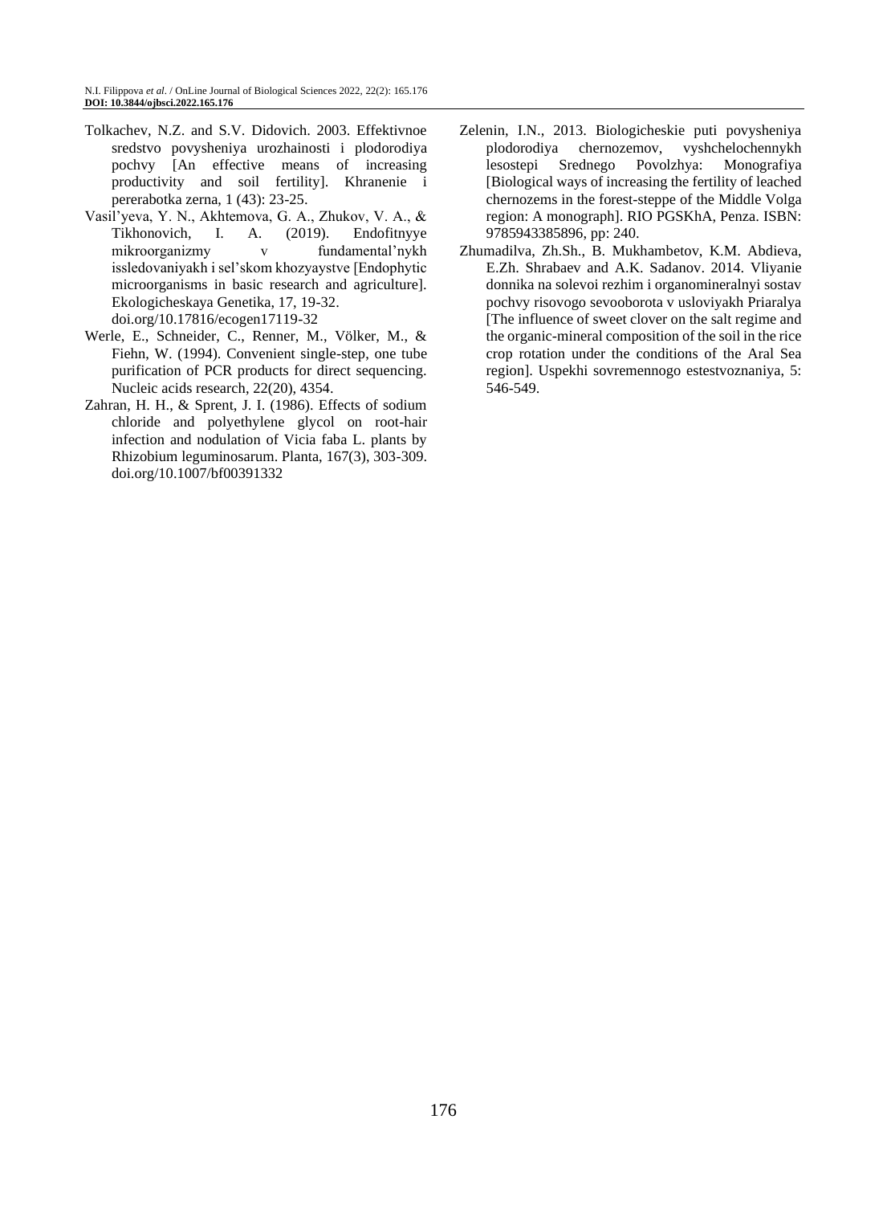Tolkachev, N.Z. and S.V. Didovich. 2003. Effektivnoe sredstvo povysheniya urozhainosti i plodorodiya pochvy [An effective means of increasing productivity and soil fertility]. Khranenie i pererabotka zerna, 1 (43): 23-25.

Vasil'yeva, Y. N., Akhtemova, G. A., Zhukov, V. A., & Tikhonovich, I. A. (2019). Endofitnyye mikroorganizmy v fundamental'nykh issledovaniyakh i sel'skom khozyaystve [Endophytic microorganisms in basic research and agriculture]. Ekologicheskaya Genetika, 17, 19-32. doi.org/10.17816/ecogen17119-32

Werle, E., Schneider, C., Renner, M., Völker, M., & Fiehn, W. (1994). Convenient single-step, one tube purification of PCR products for direct sequencing. Nucleic acids research, 22(20), 4354.

Zahran, H. H., & Sprent, J. I. (1986). Effects of sodium chloride and polyethylene glycol on root-hair infection and nodulation of Vicia faba L. plants by Rhizobium leguminosarum. Planta, 167(3), 303-309. doi.org/10.1007/bf00391332

Zelenin, I.N., 2013. Biologicheskie puti povysheniya plodorodiya chernozemov, vyshchelochennykh lesostepi Srednego Povolzhya: Monografiya [Biological ways of increasing the fertility of leached chernozems in the forest-steppe of the Middle Volga region: A monograph]. RIO PGSKhA, Penza. ISBN: 9785943385896, pp: 240.

Zhumadilva, Zh.Sh., B. Mukhambetov, K.M. Abdieva, E.Zh. Shrabaev and A.K. Sadanov. 2014. Vliyanie donnika na solevoi rezhim i organomineralnyi sostav pochvy risovogo sevooborota v usloviyakh Priaralya [The influence of sweet clover on the salt regime and the organic-mineral composition of the soil in the rice crop rotation under the conditions of the Aral Sea region]. Uspekhi sovremennogo estestvoznaniya, 5: 546-549.